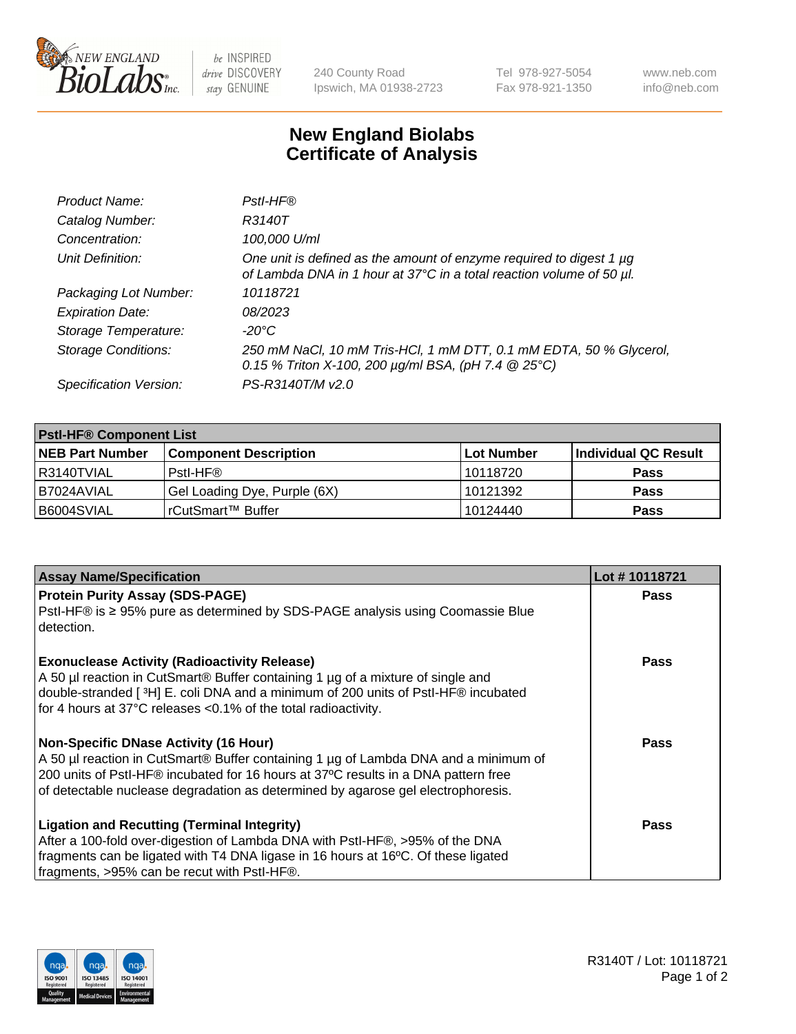# New England Biolabs
# Certificate of Analysis

| | |
|---|---|
| *Product Name:* | *PstI-HF®* |
| *Catalog Number:* | *R3140T* |
| *Concentration:* | *100,000 U/ml* |
| *Unit Definition:* | *One unit is defined as the amount of enzyme required to digest 1 µg of Lambda DNA in 1 hour at 37°C in a total reaction volume of 50 µl.* |
| *Packaging Lot Number:* | *10118721* |
| *Expiration Date:* | *08/2023* |
| *Storage Temperature:* | *-20°C* |
| *Storage Conditions:* | *250 mM NaCl, 10 mM Tris-HCl, 1 mM DTT, 0.1 mM EDTA, 50 % Glycerol, 0.15 % Triton X-100, 200 µg/ml BSA, (pH 7.4 @ 25°C)* |
| *Specification Version:* | *PS-R3140T/M v2.0* |

| **PstI-HF® Component List** | | | |
|---|---|---|---|
| **NEB Part Number** | **Component Description** | **Lot Number** | **Individual QC Result** |
| R3140TVIAL | PstI-HF® | 10118720 | **Pass** |
| B7024AVIAL | Gel Loading Dye, Purple (6X) | 10121392 | **Pass** |
| B6004SVIAL | rCutSmart™ Buffer | 10124440 | **Pass** |

| **Assay Name/Specification** | **Lot # 10118721** |
|---|---|
| **Protein Purity Assay (SDS-PAGE)**<br>PstI-HF® is ≥ 95% pure as determined by SDS-PAGE analysis using Coomassie Blue detection. | **Pass** |
| **Exonuclease Activity (Radioactivity Release)**<br>A 50 µl reaction in CutSmart® Buffer containing 1 µg of a mixture of single and double-stranded [ $^3$H] E. coli DNA and a minimum of 200 units of PstI-HF® incubated for 4 hours at 37°C releases <0.1% of the total radioactivity. | **Pass** |
| **Non-Specific DNase Activity (16 Hour)**<br>A 50 µl reaction in CutSmart® Buffer containing 1 µg of Lambda DNA and a minimum of 200 units of PstI-HF® incubated for 16 hours at 37ºC results in a DNA pattern free of detectable nuclease degradation as determined by agarose gel electrophoresis. | **Pass** |
| **Ligation and Recutting (Terminal Integrity)**<br>After a 100-fold over-digestion of Lambda DNA with PstI-HF®, >95% of the DNA fragments can be ligated with T4 DNA ligase in 16 hours at 16ºC. Of these ligated fragments, >95% can be recut with PstI-HF®. | **Pass** |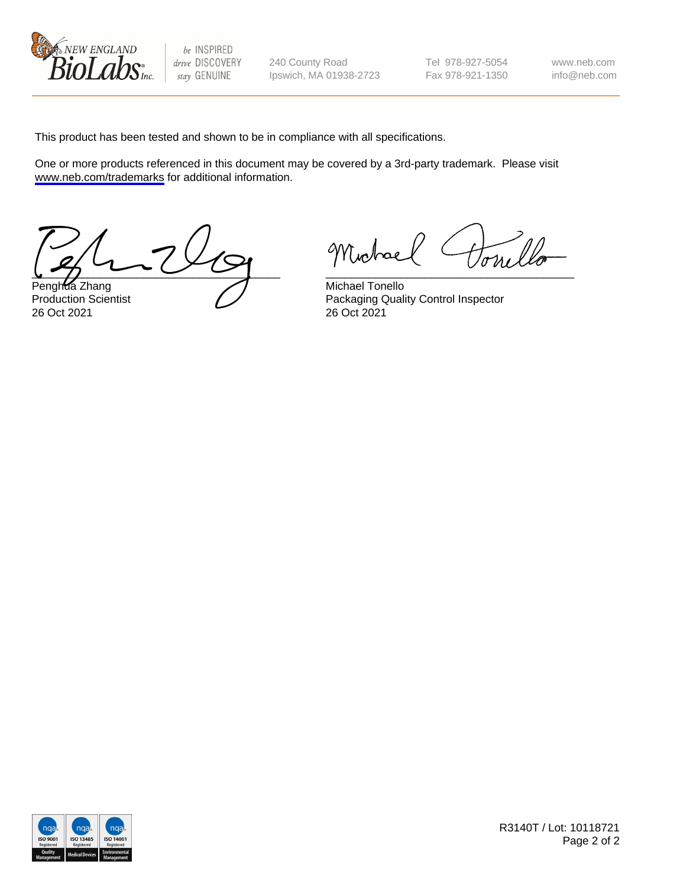This product has been tested and shown to be in compliance with all specifications.

One or more products referenced in this document may be covered by a 3rd-party trademark. Please visit www.neb.com/trademarks for additional information.

Penghua Zhang
Production Scientist
26 Oct 2021

Michael Tonello
Packaging Quality Control Inspector
26 Oct 2021

R3140T / Lot: 10118721